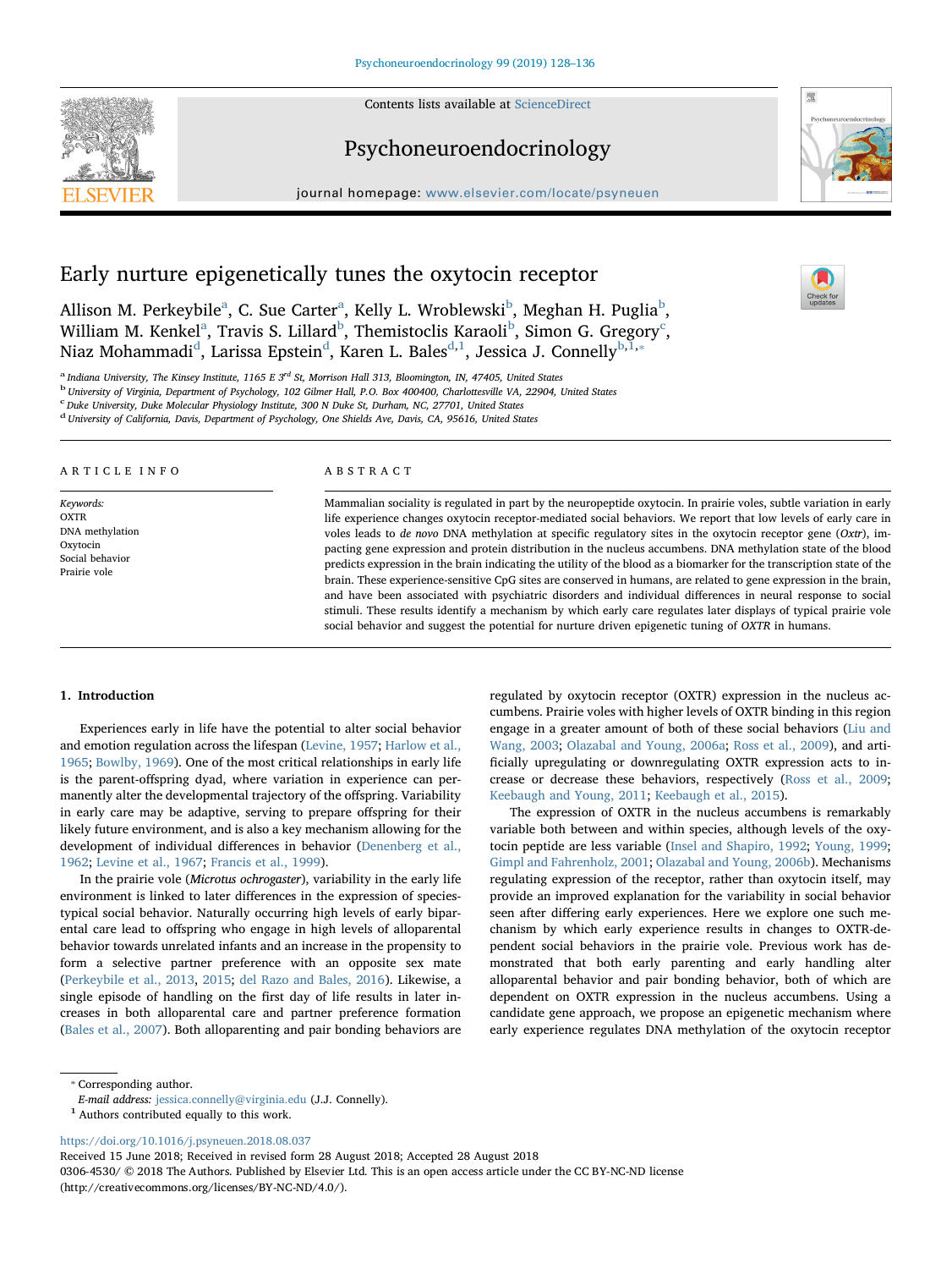# Early nurture epigenetically tunes the oxytocin receptor

Allison M. Perkeybile[a], C. Sue Carter[a], Kelly L. Wroblewski[b], Meghan H. Puglia[b], William M. Kenkel[a], Travis S. Lillard[b], Themistoclis Karaoli[b], Simon G. Gregory[c], Niaz Mohammadi[d], Larissa Epstein[d], Karen L. Bales[d,1], Jessica J. Connelly[b,1,*]

[a] Indiana University, The Kinsey Institute, 1165 E 3rd St, Morrison Hall 313, Bloomington, IN, 47405, United States
[b] University of Virginia, Department of Psychology, 102 Gilmer Hall, P.O. Box 400400, Charlottesville VA, 22904, United States
[c] Duke University, Duke Molecular Physiology Institute, 300 N Duke St, Durham, NC, 27701, United States
[d] University of California, Davis, Department of Psychology, One Shields Ave, Davis, CA, 95616, United States

**ARTICLE INFO**

*Keywords:*
OXTR
DNA methylation
Oxytocin
Social behavior
Prairie vole

**ABSTRACT**

Mammalian sociality is regulated in part by the neuropeptide oxytocin. In prairie voles, subtle variation in early life experience changes oxytocin receptor-mediated social behaviors. We report that low levels of early care in voles leads to *de novo* DNA methylation at specific regulatory sites in the oxytocin receptor gene (*Oxtr*), impacting gene expression and protein distribution in the nucleus accumbens. DNA methylation state of the blood predicts expression in the brain indicating the utility of the blood as a biomarker for the transcription state of the brain. These experience-sensitive CpG sites are conserved in humans, are related to gene expression in the brain, and have been associated with psychiatric disorders and individual differences in neural response to social stimuli. These results identify a mechanism by which early care regulates later displays of typical prairie vole social behavior and suggest the potential for nurture driven epigenetic tuning of *OXTR* in humans.

## 1. Introduction

Experiences early in life have the potential to alter social behavior and emotion regulation across the lifespan (Levine, 1957; Harlow et al., 1965; Bowlby, 1969). One of the most critical relationships in early life is the parent-offspring dyad, where variation in experience can permanently alter the developmental trajectory of the offspring. Variability in early care may be adaptive, serving to prepare offspring for their likely future environment, and is also a key mechanism allowing for the development of individual differences in behavior (Denenberg et al., 1962; Levine et al., 1967; Francis et al., 1999).

In the prairie vole (*Microtus ochrogaster*), variability in the early life environment is linked to later differences in the expression of species-typical social behavior. Naturally occurring high levels of early biparental care lead to offspring who engage in high levels of alloparental behavior towards unrelated infants and an increase in the propensity to form a selective partner preference with an opposite sex mate (Perkeybile et al., 2013, 2015; del Razo and Bales, 2016). Likewise, a single episode of handling on the first day of life results in later increases in both alloparental care and partner preference formation (Bales et al., 2007). Both alloparenting and pair bonding behaviors are regulated by oxytocin receptor (OXTR) expression in the nucleus accumbens. Prairie voles with higher levels of OXTR binding in this region engage in a greater amount of both of these social behaviors (Liu and Wang, 2003; Olazabal and Young, 2006a; Ross et al., 2009), and artificially upregulating or downregulating OXTR expression acts to increase or decrease these behaviors, respectively (Ross et al., 2009; Keebaugh and Young, 2011; Keebaugh et al., 2015).

The expression of OXTR in the nucleus accumbens is remarkably variable both between and within species, although levels of the oxytocin peptide are less variable (Insel and Shapiro, 1992; Young, 1999; Gimpl and Fahrenholz, 2001; Olazabal and Young, 2006b). Mechanisms regulating expression of the receptor, rather than oxytocin itself, may provide an improved explanation for the variability in social behavior seen after differing early experiences. Here we explore one such mechanism by which early experience results in changes to OXTR-dependent social behaviors in the prairie vole. Previous work has demonstrated that both early parenting and early handling alter alloparental behavior and pair bonding behavior, both of which are dependent on OXTR expression in the nucleus accumbens. Using a candidate gene approach, we propose an epigenetic mechanism where early experience regulates DNA methylation of the oxytocin receptor

* Corresponding author.
*E-mail address:* jessica.connelly@virginia.edu (J.J. Connelly).
[1] Authors contributed equally to this work.

https://doi.org/10.1016/j.psyneuen.2018.08.037
Received 15 June 2018; Received in revised form 28 August 2018; Accepted 28 August 2018
0306-4530/ © 2018 The Authors. Published by Elsevier Ltd. This is an open access article under the CC BY-NC-ND license (http://creativecommons.org/licenses/BY-NC-ND/4.0/).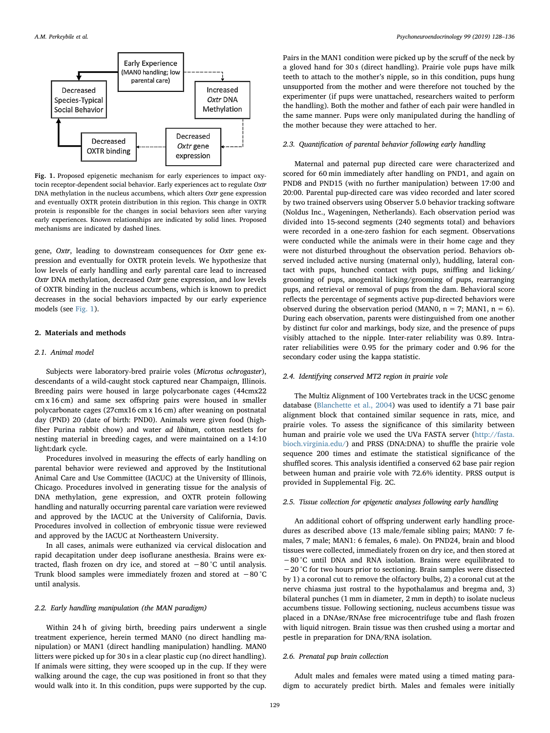**Fig. 1.** Proposed epigenetic mechanism for early experiences to impact oxytocin receptor-dependent social behavior. Early experiences act to regulate *Oxtr* DNA methylation in the nucleus accumbens, which alters *Oxtr* gene expression and eventually OXTR protein distribution in this region. This change in OXTR protein is responsible for the changes in social behaviors seen after varying early experiences. Known relationships are indicated by solid lines. Proposed mechanisms are indicated by dashed lines.

gene, *Oxtr*, leading to downstream consequences for *Oxtr* gene expression and eventually for OXTR protein levels. We hypothesize that low levels of early handling and early parental care lead to increased *Oxtr* DNA methylation, decreased *Oxtr* gene expression, and low levels of OXTR binding in the nucleus accumbens, which is known to predict decreases in the social behaviors impacted by our early experience models (see Fig. 1).

## 2. Materials and methods

### 2.1. Animal model

Subjects were laboratory-bred prairie voles (*Microtus ochrogaster*), descendants of a wild-caught stock captured near Champaign, Illinois. Breeding pairs were housed in large polycarbonate cages (44cmx22 cm x 16 cm) and same sex offspring pairs were housed in smaller polycarbonate cages (27cmx16 cm x 16 cm) after weaning on postnatal day (PND) 20 (date of birth: PND0). Animals were given food (high-fiber Purina rabbit chow) and water *ad libitum*, cotton nestlets for nesting material in breeding cages, and were maintained on a 14:10 light:dark cycle.

Procedures involved in measuring the effects of early handling on parental behavior were reviewed and approved by the Institutional Animal Care and Use Committee (IACUC) at the University of Illinois, Chicago. Procedures involved in generating tissue for the analysis of DNA methylation, gene expression, and OXTR protein following handling and naturally occurring parental care variation were reviewed and approved by the IACUC at the University of California, Davis. Procedures involved in collection of embryonic tissue were reviewed and approved by the IACUC at Northeastern University.

In all cases, animals were euthanized via cervical dislocation and rapid decapitation under deep isoflurane anesthesia. Brains were extracted, flash frozen on dry ice, and stored at −80 °C until analysis. Trunk blood samples were immediately frozen and stored at −80 °C until analysis.

### 2.2. Early handling manipulation (the MAN paradigm)

Within 24 h of giving birth, breeding pairs underwent a single treatment experience, herein termed MAN0 (no direct handling manipulation) or MAN1 (direct handling manipulation). MAN0 litters were picked up for 30 s in a clear plastic cup (no direct handling). If animals were sitting, they were scooped up in the cup. If they were walking around the cage, the cup was positioned in front so that they would walk into it. In this condition, pups were supported by the cup. Pairs in the MAN1 condition were picked up by the scruff of the neck by a gloved hand for 30 s (direct handling). Prairie vole pups have milk teeth to attach to the mother's nipple, so in this condition, pups hung unsupported from the mother and were therefore not touched by the experimenter (if pups were unattached, researchers waited to perform the handling). Both the mother and father of each pair were handled in the same manner. Pups were only manipulated during the handling of the mother because they were attached to her.

### 2.3. Quantification of parental behavior following early handling

Maternal and paternal pup directed care were characterized and scored for 60 min immediately after handling on PND1, and again on PND8 and PND15 (with no further manipulation) between 17:00 and 20:00. Parental pup-directed care was video recorded and later scored by two trained observers using Observer 5.0 behavior tracking software (Noldus Inc., Wageningen, Netherlands). Each observation period was divided into 15-second segments (240 segments total) and behaviors were recorded in a one-zero fashion for each segment. Observations were conducted while the animals were in their home cage and they were not disturbed throughout the observation period. Behaviors observed included active nursing (maternal only), huddling, lateral contact with pups, hunched contact with pups, sniffing and licking/grooming of pups, anogenital licking/grooming of pups, rearranging pups, and retrieval or removal of pups from the dam. Behavioral score reflects the percentage of segments active pup-directed behaviors were observed during the observation period (MAN0, n = 7; MAN1, n = 6). During each observation, parents were distinguished from one another by distinct fur color and markings, body size, and the presence of pups visibly attached to the nipple. Inter-rater reliability was 0.89. Intra-rater reliabilities were 0.95 for the primary coder and 0.96 for the secondary coder using the kappa statistic.

### 2.4. Identifying conserved MT2 region in prairie vole

The Multiz Alignment of 100 Vertebrates track in the UCSC genome database (Blanchette et al., 2004) was used to identify a 71 base pair alignment block that contained similar sequence in rats, mice, and prairie voles. To assess the significance of this similarity between human and prairie vole we used the UVa FASTA server (http://fasta.bioch.virginia.edu/) and PRSS (DNA:DNA) to shuffle the prairie vole sequence 200 times and estimate the statistical significance of the shuffled scores. This analysis identified a conserved 62 base pair region between human and prairie vole with 72.6% identity. PRSS output is provided in Supplemental Fig. 2C.

### 2.5. Tissue collection for epigenetic analyses following early handling

An additional cohort of offspring underwent early handling procedures as described above (13 male/female sibling pairs; MAN0: 7 females, 7 male; MAN1: 6 females, 6 male). On PND24, brain and blood tissues were collected, immediately frozen on dry ice, and then stored at −80 °C until DNA and RNA isolation. Brains were equilibrated to −20 °C for two hours prior to sectioning. Brain samples were dissected by 1) a coronal cut to remove the olfactory bulbs, 2) a coronal cut at the nerve chiasma just rostral to the hypothalamus and bregma and, 3) bilateral punches (1 mm in diameter, 2 mm in depth) to isolate nucleus accumbens tissue. Following sectioning, nucleus accumbens tissue was placed in a DNAse/RNAse free microcentrifuge tube and flash frozen with liquid nitrogen. Brain tissue was then crushed using a mortar and pestle in preparation for DNA/RNA isolation.

### 2.6. Prenatal pup brain collection

Adult males and females were mated using a timed mating paradigm to accurately predict birth. Males and females were initially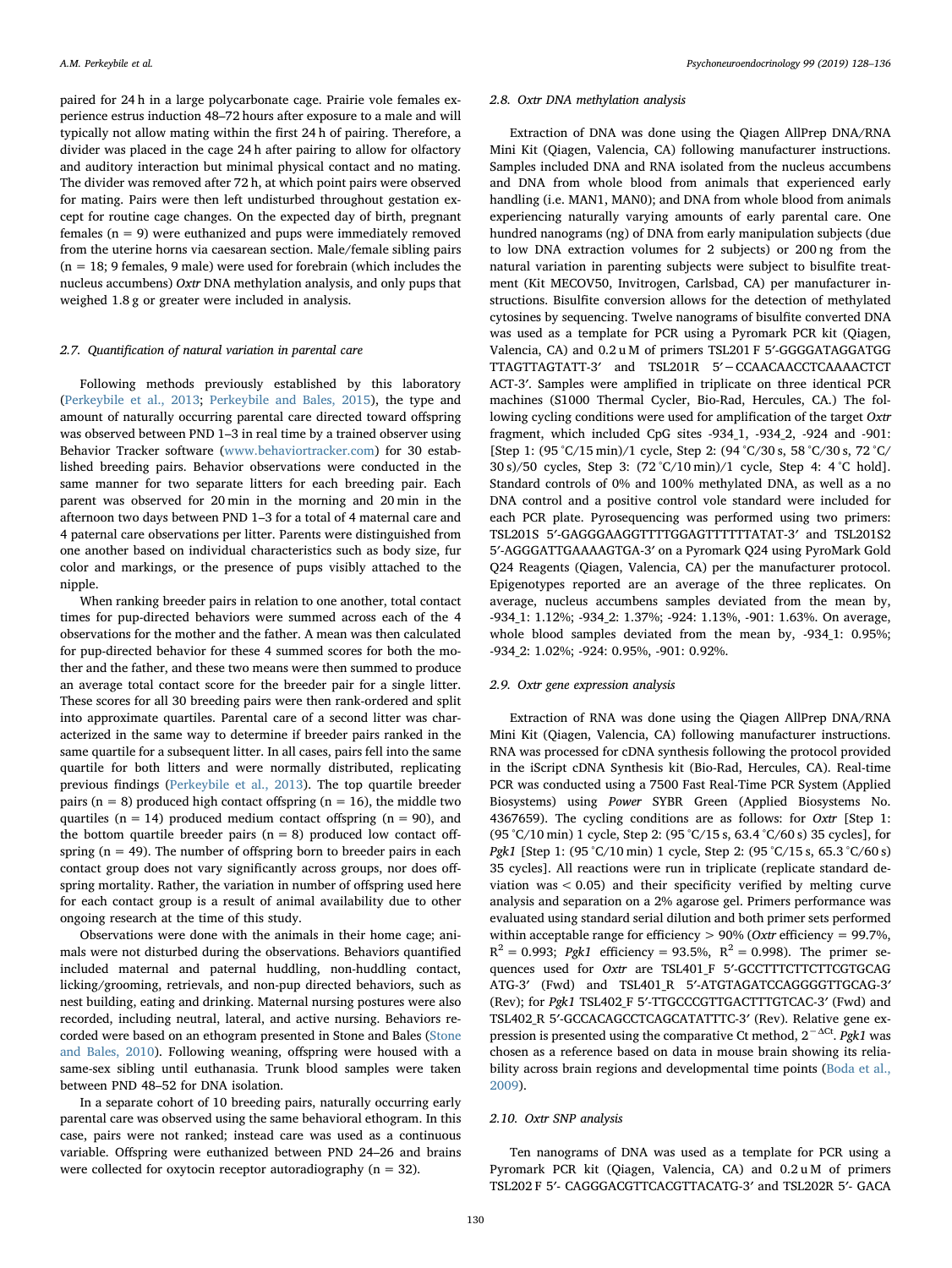paired for 24 h in a large polycarbonate cage. Prairie vole females experience estrus induction 48–72 hours after exposure to a male and will typically not allow mating within the first 24 h of pairing. Therefore, a divider was placed in the cage 24 h after pairing to allow for olfactory and auditory interaction but minimal physical contact and no mating. The divider was removed after 72 h, at which point pairs were observed for mating. Pairs were then left undisturbed throughout gestation except for routine cage changes. On the expected day of birth, pregnant females (n = 9) were euthanized and pups were immediately removed from the uterine horns via caesarean section. Male/female sibling pairs (n = 18; 9 females, 9 male) were used for forebrain (which includes the nucleus accumbens) *Oxtr* DNA methylation analysis, and only pups that weighed 1.8 g or greater were included in analysis.

### 2.7. Quantification of natural variation in parental care

Following methods previously established by this laboratory (Perkeybile et al., 2013; Perkeybile and Bales, 2015), the type and amount of naturally occurring parental care directed toward offspring was observed between PND 1–3 in real time by a trained observer using Behavior Tracker software (www.behaviortracker.com) for 30 established breeding pairs. Behavior observations were conducted in the same manner for two separate litters for each breeding pair. Each parent was observed for 20 min in the morning and 20 min in the afternoon two days between PND 1–3 for a total of 4 maternal care and 4 paternal care observations per litter. Parents were distinguished from one another based on individual characteristics such as body size, fur color and markings, or the presence of pups visibly attached to the nipple.

When ranking breeder pairs in relation to one another, total contact times for pup-directed behaviors were summed across each of the 4 observations for the mother and the father. A mean was then calculated for pup-directed behavior for these 4 summed scores for both the mother and the father, and these two means were then summed to produce an average total contact score for the breeder pair for a single litter. These scores for all 30 breeding pairs were then rank-ordered and split into approximate quartiles. Parental care of a second litter was characterized in the same way to determine if breeder pairs ranked in the same quartile for a subsequent litter. In all cases, pairs fell into the same quartile for both litters and were normally distributed, replicating previous findings (Perkeybile et al., 2013). The top quartile breeder pairs (n = 8) produced high contact offspring (n = 16), the middle two quartiles (n = 14) produced medium contact offspring (n = 90), and the bottom quartile breeder pairs (n = 8) produced low contact offspring (n = 49). The number of offspring born to breeder pairs in each contact group does not vary significantly across groups, nor does offspring mortality. Rather, the variation in number of offspring used here for each contact group is a result of animal availability due to other ongoing research at the time of this study.

Observations were done with the animals in their home cage; animals were not disturbed during the observations. Behaviors quantified included maternal and paternal huddling, non-huddling contact, licking/grooming, retrievals, and non-pup directed behaviors, such as nest building, eating and drinking. Maternal nursing postures were also recorded, including neutral, lateral, and active nursing. Behaviors recorded were based on an ethogram presented in Stone and Bales (Stone and Bales, 2010). Following weaning, offspring were housed with a same-sex sibling until euthanasia. Trunk blood samples were taken between PND 48–52 for DNA isolation.

In a separate cohort of 10 breeding pairs, naturally occurring early parental care was observed using the same behavioral ethogram. In this case, pairs were not ranked; instead care was used as a continuous variable. Offspring were euthanized between PND 24–26 and brains were collected for oxytocin receptor autoradiography (n = 32).

### 2.8. Oxtr DNA methylation analysis

Extraction of DNA was done using the Qiagen AllPrep DNA/RNA Mini Kit (Qiagen, Valencia, CA) following manufacturer instructions. Samples included DNA and RNA isolated from the nucleus accumbens and DNA from whole blood from animals that experienced early handling (i.e. MAN1, MAN0); and DNA from whole blood from animals experiencing naturally varying amounts of early parental care. One hundred nanograms (ng) of DNA from early manipulation subjects (due to low DNA extraction volumes for 2 subjects) or 200 ng from the natural variation in parenting subjects were subject to bisulfite treatment (Kit MECOV50, Invitrogen, Carlsbad, CA) per manufacturer instructions. Bisulfite conversion allows for the detection of methylated cytosines by sequencing. Twelve nanograms of bisulfite converted DNA was used as a template for PCR using a Pyromark PCR kit (Qiagen, Valencia, CA) and 0.2 u M of primers TSL201 F 5′-GGGGATAGGATGG TTAGTTAGTATT-3′ and TSL201R 5′−CCAACAACCTCAAAACTCT ACT-3′. Samples were amplified in triplicate on three identical PCR machines (S1000 Thermal Cycler, Bio-Rad, Hercules, CA.) The following cycling conditions were used for amplification of the target *Oxtr* fragment, which included CpG sites -934_1, -934_2, -924 and -901: [Step 1: (95 °C/15 min)/1 cycle, Step 2: (94 °C/30 s, 58 °C/30 s, 72 °C/30 s)/50 cycles, Step 3: (72 °C/10 min)/1 cycle, Step 4: 4 °C hold]. Standard controls of 0% and 100% methylated DNA, as well as a no DNA control and a positive control vole standard were included for each PCR plate. Pyrosequencing was performed using two primers: TSL201S 5′-GAGGGAAGGTTTTGGAGTTTTTTATAT-3′ and TSL201S2 5′-AGGGATTGAAAAGTGA-3′ on a Pyromark Q24 using PyroMark Gold Q24 Reagents (Qiagen, Valencia, CA) per the manufacturer protocol. Epigenotypes reported are an average of the three replicates. On average, nucleus accumbens samples deviated from the mean by, -934_1: 1.12%; -934_2: 1.37%; -924: 1.13%, -901: 1.63%. On average, whole blood samples deviated from the mean by, -934_1: 0.95%; -934_2: 1.02%; -924: 0.95%, -901: 0.92%.

### 2.9. Oxtr gene expression analysis

Extraction of RNA was done using the Qiagen AllPrep DNA/RNA Mini Kit (Qiagen, Valencia, CA) following manufacturer instructions. RNA was processed for cDNA synthesis following the protocol provided in the iScript cDNA Synthesis kit (Bio-Rad, Hercules, CA). Real-time PCR was conducted using a 7500 Fast Real-Time PCR System (Applied Biosystems) using *Power* SYBR Green (Applied Biosystems No. 4367659). The cycling conditions are as follows: for *Oxtr* [Step 1: (95 °C/10 min) 1 cycle, Step 2: (95 °C/15 s, 63.4 °C/60 s) 35 cycles], for *Pgk1* [Step 1: (95 °C/10 min) 1 cycle, Step 2: (95 °C/15 s, 65.3 °C/60 s) 35 cycles]. All reactions were run in triplicate (replicate standard deviation was < 0.05) and their specificity verified by melting curve analysis and separation on a 2% agarose gel. Primers performance was evaluated using standard serial dilution and both primer sets performed within acceptable range for efficiency > 90% (*Oxtr* efficiency = 99.7%, $R^2$ = 0.993; *Pgk1* efficiency = 93.5%, $R^2$ = 0.998). The primer sequences used for *Oxtr* are TSL401_F 5′-GCCTTTCTTCTTCGTGCAG ATG-3′ (Fwd) and TSL401_R 5′-ATGTAGATCCAGGGGTTGCAG-3′ (Rev); for *Pgk1* TSL402_F 5′-TTGCCCGTTGACTTTGTCAC-3′ (Fwd) and TSL402_R 5′-GCCACAGCCTCAGCATATTTC-3′ (Rev). Relative gene expression is presented using the comparative Ct method, $2^{-\Delta Ct}$. *Pgk1* was chosen as a reference based on data in mouse brain showing its reliability across brain regions and developmental time points (Boda et al., 2009).

### 2.10. Oxtr SNP analysis

Ten nanograms of DNA was used as a template for PCR using a Pyromark PCR kit (Qiagen, Valencia, CA) and 0.2 u M of primers TSL202 F 5′- CAGGGACGTTCACGTTACATG-3′ and TSL202R 5′- GACA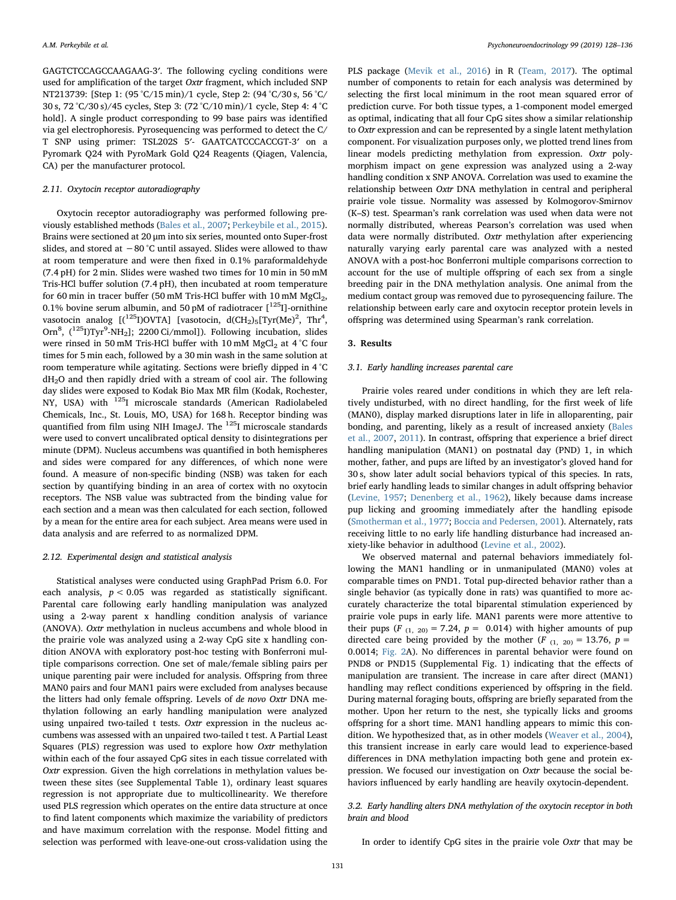GAGTCTCCAGCCAAGAAG-3′. The following cycling conditions were used for amplification of the target *Oxtr* fragment, which included SNP NT213739: [Step 1: (95 °C/15 min)/1 cycle, Step 2: (94 °C/30 s, 56 °C/30 s, 72 °C/30 s)/45 cycles, Step 3: (72 °C/10 min)/1 cycle, Step 4: 4 °C hold]. A single product corresponding to 99 base pairs was identified via gel electrophoresis. Pyrosequencing was performed to detect the C/T SNP using primer: TSL202S 5′- GAATCATCCCACCGT-3′ on a Pyromark Q24 with PyroMark Gold Q24 Reagents (Qiagen, Valencia, CA) per the manufacturer protocol.

### 2.11. Oxytocin receptor autoradiography

Oxytocin receptor autoradiography was performed following previously established methods (Bales et al., 2007; Perkeybile et al., 2015). Brains were sectioned at 20 μm into six series, mounted onto Super-frost slides, and stored at −80 °C until assayed. Slides were allowed to thaw at room temperature and were then fixed in 0.1% paraformaldehyde (7.4 pH) for 2 min. Slides were washed two times for 10 min in 50 mM Tris-HCl buffer solution (7.4 pH), then incubated at room temperature for 60 min in tracer buffer (50 mM Tris-HCl buffer with 10 mM $MgCl_2$, 0.1% bovine serum albumin, and 50 pM of radiotracer [$^{125}$I]-ornithine vasotocin analog [($^{125}$I)OVTA] [vasotocin, d($CH_2$)$_5$[Tyr(Me)$^2$, Thr$^4$, Orn$^8$, ($^{125}$I)Tyr$^9$-$NH_2$]; 2200 Ci/mmol]). Following incubation, slides were rinsed in 50 mM Tris-HCl buffer with 10 mM $MgCl_2$ at 4 °C four times for 5 min each, followed by a 30 min wash in the same solution at room temperature while agitating. Sections were briefly dipped in 4 °C $dH_2O$ and then rapidly dried with a stream of cool air. The following day slides were exposed to Kodak Bio Max MR film (Kodak, Rochester, NY, USA) with $^{125}$I microscale standards (American Radiolabeled Chemicals, Inc., St. Louis, MO, USA) for 168 h. Receptor binding was quantified from film using NIH ImageJ. The $^{125}$I microscale standards were used to convert uncalibrated optical density to disintegrations per minute (DPM). Nucleus accumbens was quantified in both hemispheres and sides were compared for any differences, of which none were found. A measure of non-specific binding (NSB) was taken for each section by quantifying binding in an area of cortex with no oxytocin receptors. The NSB value was subtracted from the binding value for each section and a mean was then calculated for each section, followed by a mean for the entire area for each subject. Area means were used in data analysis and are referred to as normalized DPM.

### 2.12. Experimental design and statistical analysis

Statistical analyses were conducted using GraphPad Prism 6.0. For each analysis, $p < 0.05$ was regarded as statistically significant. Parental care following early handling manipulation was analyzed using a 2-way parent x handling condition analysis of variance (ANOVA). *Oxtr* methylation in nucleus accumbens and whole blood in the prairie vole was analyzed using a 2-way CpG site x handling condition ANOVA with exploratory post-hoc testing with Bonferroni multiple comparisons correction. One set of male/female sibling pairs per unique parenting pair were included for analysis. Offspring from three MAN0 pairs and four MAN1 pairs were excluded from analyses because the litters had only female offspring. Levels of *de novo Oxtr* DNA methylation following an early handling manipulation were analyzed using unpaired two-tailed t tests. *Oxtr* expression in the nucleus accumbens was assessed with an unpaired two-tailed t test. A Partial Least Squares (PLS) regression was used to explore how *Oxtr* methylation within each of the four assayed CpG sites in each tissue correlated with *Oxtr* expression. Given the high correlations in methylation values between these sites (see Supplemental Table 1), ordinary least squares regression is not appropriate due to multicollinearity. We therefore used PLS regression which operates on the entire data structure at once to find latent components which maximize the variability of predictors and have maximum correlation with the response. Model fitting and selection was performed with leave-one-out cross-validation using the PLS package (Mevik et al., 2016) in R (Team, 2017). The optimal number of components to retain for each analysis was determined by selecting the first local minimum in the root mean squared error of prediction curve. For both tissue types, a 1-component model emerged as optimal, indicating that all four CpG sites show a similar relationship to *Oxtr* expression and can be represented by a single latent methylation component. For visualization purposes only, we plotted trend lines from linear models predicting methylation from expression. *Oxtr* polymorphism impact on gene expression was analyzed using a 2-way handling condition x SNP ANOVA. Correlation was used to examine the relationship between *Oxtr* DNA methylation in central and peripheral prairie vole tissue. Normality was assessed by Kolmogorov-Smirnov (K–S) test. Spearman's rank correlation was used when data were not normally distributed, whereas Pearson's correlation was used when data were normally distributed. *Oxtr* methylation after experiencing naturally varying early parental care was analyzed with a nested ANOVA with a post-hoc Bonferroni multiple comparisons correction to account for the use of multiple offspring of each sex from a single breeding pair in the DNA methylation analysis. One animal from the medium contact group was removed due to pyrosequencing failure. The relationship between early care and oxytocin receptor protein levels in offspring was determined using Spearman's rank correlation.

## 3. Results

### 3.1. Early handling increases parental care

Prairie voles reared under conditions in which they are left relatively undisturbed, with no direct handling, for the first week of life (MAN0), display marked disruptions later in life in alloparenting, pair bonding, and parenting, likely as a result of increased anxiety (Bales et al., 2007, 2011). In contrast, offspring that experience a brief direct handling manipulation (MAN1) on postnatal day (PND) 1, in which mother, father, and pups are lifted by an investigator's gloved hand for 30 s, show later adult social behaviors typical of this species. In rats, brief early handling leads to similar changes in adult offspring behavior (Levine, 1957; Denenberg et al., 1962), likely because dams increase pup licking and grooming immediately after the handling episode (Smotherman et al., 1977; Boccia and Pedersen, 2001). Alternately, rats receiving little to no early life handling disturbance had increased anxiety-like behavior in adulthood (Levine et al., 2002).

We observed maternal and paternal behaviors immediately following the MAN1 handling or in unmanipulated (MAN0) voles at comparable times on PND1. Total pup-directed behavior rather than a single behavior (as typically done in rats) was quantified to more accurately characterize the total biparental stimulation experienced by prairie vole pups in early life. MAN1 parents were more attentive to their pups ($F_{(1, 20)} = 7.24$, $p = 0.014$) with higher amounts of pup directed care being provided by the mother ($F_{(1, 20)} = 13.76$, $p = 0.0014$; Fig. 2A). No differences in parental behavior were found on PND8 or PND15 (Supplemental Fig. 1) indicating that the effects of manipulation are transient. The increase in care after direct (MAN1) handling may reflect conditions experienced by offspring in the field. During maternal foraging bouts, offspring are briefly separated from the mother. Upon her return to the nest, she typically licks and grooms offspring for a short time. MAN1 handling appears to mimic this condition. We hypothesized that, as in other models (Weaver et al., 2004), this transient increase in early care would lead to experience-based differences in DNA methylation impacting both gene and protein expression. We focused our investigation on *Oxtr* because the social behaviors influenced by early handling are heavily oxytocin-dependent.

### 3.2. Early handling alters DNA methylation of the oxytocin receptor in both brain and blood

In order to identify CpG sites in the prairie vole *Oxtr* that may be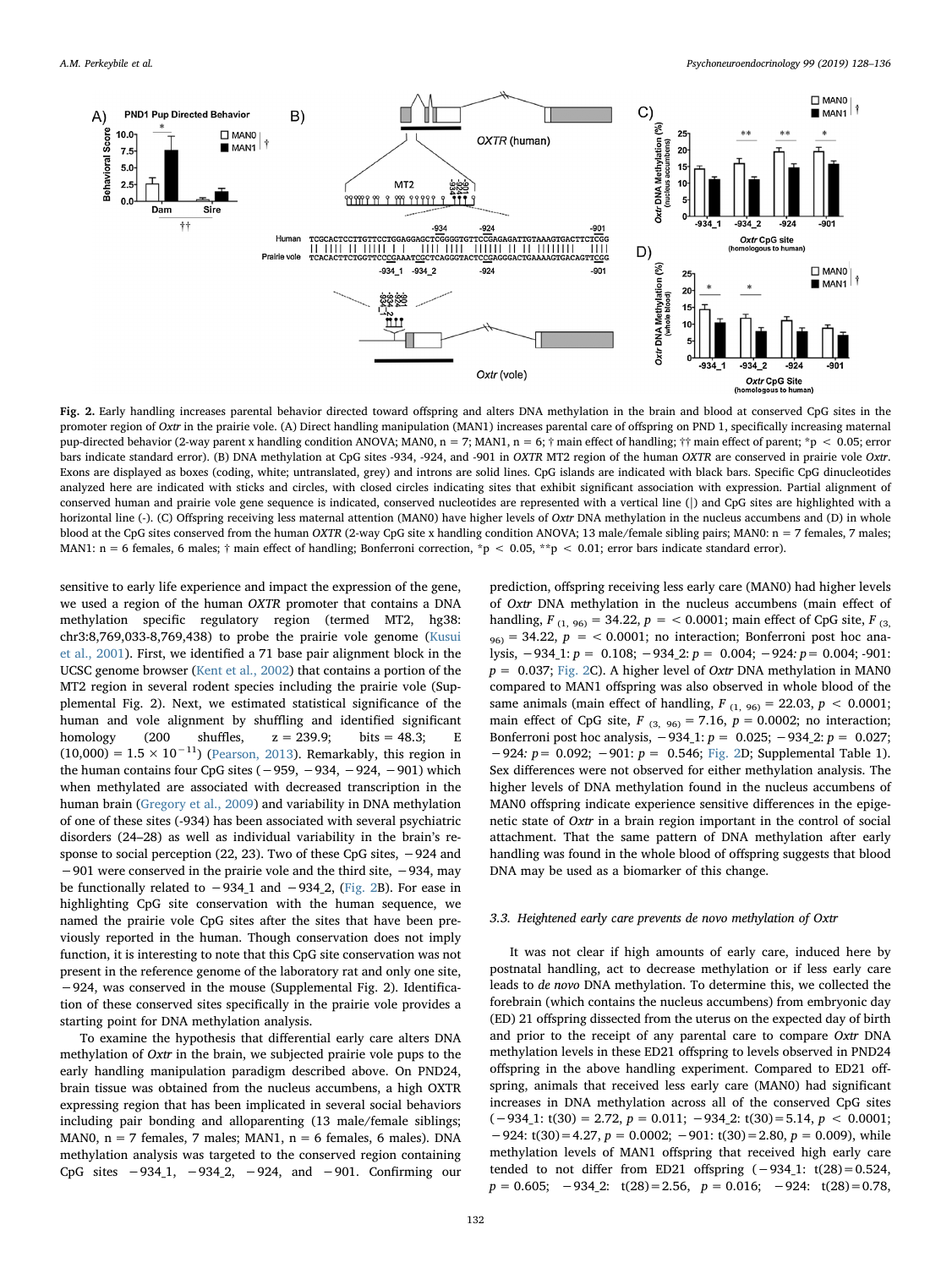**Fig. 2.** Early handling increases parental behavior directed toward offspring and alters DNA methylation in the brain and blood at conserved CpG sites in the promoter region of *Oxtr* in the prairie vole. (A) Direct handling manipulation (MAN1) increases parental care of offspring on PND 1, specifically increasing maternal pup-directed behavior (2-way parent x handling condition ANOVA; MAN0, n = 7; MAN1, n = 6; † main effect of handling; †† main effect of parent; *p < 0.05; error bars indicate standard error). (B) DNA methylation at CpG sites -934, -924, and -901 in MT2 region of the human *OXTR* are conserved in prairie vole *Oxtr*. Exons are displayed as boxes (coding, white; untranslated, grey) and introns are solid lines. CpG islands are indicated with black bars. Specific CpG dinucleotides analyzed here are indicated with sticks and circles, with closed circles indicating sites that exhibit significant association with expression. Partial alignment of conserved human and prairie vole gene sequence is indicated, conserved nucleotides are represented with a vertical line (|) and CpG sites are highlighted with a horizontal line (-). (C) Offspring receiving less maternal attention (MAN0) have higher levels of *Oxtr* DNA methylation in the nucleus accumbens and (D) in whole blood at the CpG sites conserved from the human *OXTR* (2-way CpG site x handling condition ANOVA; 13 male/female sibling pairs; MAN0: n = 7 females, 7 males; MAN1: n = 6 females, 6 males; † main effect of handling; Bonferroni correction, *p < 0.05, **p < 0.01; error bars indicate standard error).

sensitive to early life experience and impact the expression of the gene, we used a region of the human *OXTR* promoter that contains a DNA methylation specific regulatory region (termed MT2, hg38: chr3:8,769,033-8,769,438) to probe the prairie vole genome (Kusui et al., 2001). First, we identified a 71 base pair alignment block in the UCSC genome browser (Kent et al., 2002) that contains a portion of the MT2 region in several rodent species including the prairie vole (Supplemental Fig. 2). Next, we estimated statistical significance of the human and vole alignment by shuffling and identified significant homology (200 shuffles, z = 239.9; bits = 48.3; E $(10{,}000) = 1.5 \times 10^{-11}$) (Pearson, 2013). Remarkably, this region in the human contains four CpG sites (−959, −934, −924, −901) which when methylated are associated with decreased transcription in the human brain (Gregory et al., 2009) and variability in DNA methylation of one of these sites (-934) has been associated with several psychiatric disorders (24–28) as well as individual variability in the brain's response to social perception (22, 23). Two of these CpG sites, −924 and −901 were conserved in the prairie vole and the third site, −934, may be functionally related to −934_1 and −934_2, (Fig. 2B). For ease in highlighting CpG site conservation with the human sequence, we named the prairie vole CpG sites after the sites that have been previously reported in the human. Though conservation does not imply function, it is interesting to note that this CpG site conservation was not present in the reference genome of the laboratory rat and only one site, −924, was conserved in the mouse (Supplemental Fig. 2). Identification of these conserved sites specifically in the prairie vole provides a starting point for DNA methylation analysis.

To examine the hypothesis that differential early care alters DNA methylation of *Oxtr* in the brain, we subjected prairie vole pups to the early handling manipulation paradigm described above. On PND24, brain tissue was obtained from the nucleus accumbens, a high OXTR expressing region that has been implicated in several social behaviors including pair bonding and alloparenting (13 male/female siblings; MAN0, n = 7 females, 7 males; MAN1, n = 6 females, 6 males). DNA methylation analysis was targeted to the conserved region containing CpG sites −934_1, −934_2, −924, and −901. Confirming our prediction, offspring receiving less early care (MAN0) had higher levels of *Oxtr* DNA methylation in the nucleus accumbens (main effect of handling, $F_{(1,\,96)} = 34.22$, $p = < 0.0001$; main effect of CpG site, $F_{(3,\,96)} = 34.22$, $p = < 0.0001$; no interaction; Bonferroni post hoc analysis, −934_1: $p = 0.108$; −934_2: $p = 0.004$; −924: $p = 0.004$; -901: $p = 0.037$; Fig. 2C). A higher level of *Oxtr* DNA methylation in MAN0 compared to MAN1 offspring was also observed in whole blood of the same animals (main effect of handling, $F_{(1,\,96)} = 22.03$, $p < 0.0001$; main effect of CpG site, $F_{(3,\,96)} = 7.16$, $p = 0.0002$; no interaction; Bonferroni post hoc analysis, −934_1: $p = 0.025$; −934_2: $p = 0.027$; −924: $p = 0.092$; −901: $p = 0.546$; Fig. 2D; Supplemental Table 1). Sex differences were not observed for either methylation analysis. The higher levels of DNA methylation found in the nucleus accumbens of MAN0 offspring indicate experience sensitive differences in the epigenetic state of *Oxtr* in a brain region important in the control of social attachment. That the same pattern of DNA methylation after early handling was found in the whole blood of offspring suggests that blood DNA may be used as a biomarker of this change.

### 3.3. Heightened early care prevents de novo methylation of Oxtr

It was not clear if high amounts of early care, induced here by postnatal handling, act to decrease methylation or if less early care leads to *de novo* DNA methylation. To determine this, we collected the forebrain (which contains the nucleus accumbens) from embryonic day (ED) 21 offspring dissected from the uterus on the expected day of birth and prior to the receipt of any parental care to compare *Oxtr* DNA methylation levels in these ED21 offspring to levels observed in PND24 offspring in the above handling experiment. Compared to ED21 offspring, animals that received less early care (MAN0) had significant increases in DNA methylation across all of the conserved CpG sites (−934_1: $t(30) = 2.72$, $p = 0.011$; −934_2: $t(30) = 5.14$, $p < 0.0001$; −924: $t(30) = 4.27$, $p = 0.0002$; −901: $t(30) = 2.80$, $p = 0.009$), while methylation levels of MAN1 offspring that received high early care tended to not differ from ED21 offspring (−934_1: $t(28) = 0.524$, $p = 0.605$; −934_2: $t(28) = 2.56$, $p = 0.016$; −924: $t(28) = 0.78$,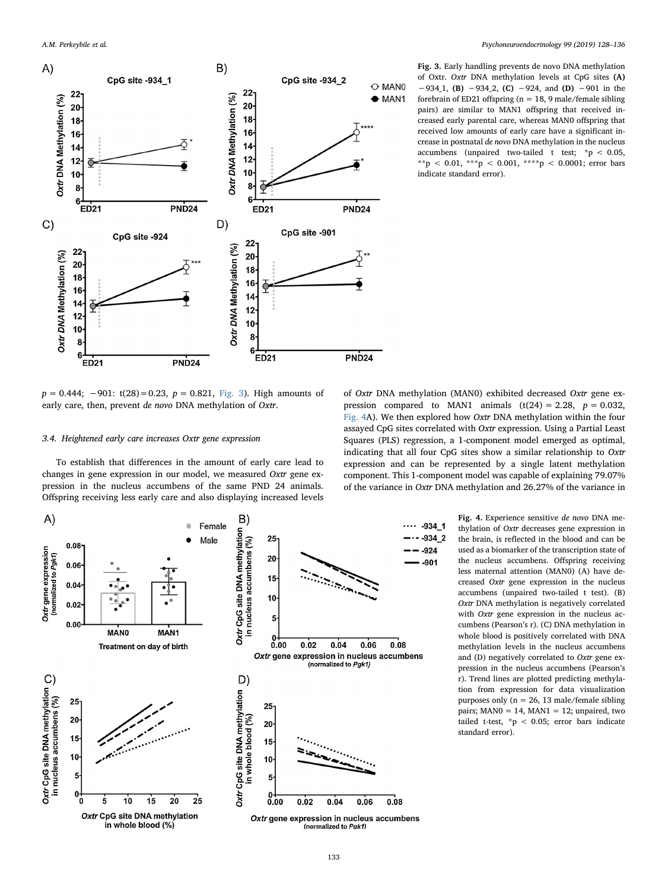Fig. 3. Early handling prevents de novo DNA methylation of Oxtr. *Oxtr* DNA methylation levels at CpG sites **(A)** −934_1, **(B)** −934_2, **(C)** −924, and **(D)** −901 in the forebrain of ED21 offspring (n = 18, 9 male/female sibling pairs) are similar to MAN1 offspring that received increased early parental care, whereas MAN0 offspring that received low amounts of early care have a significant increase in postnatal *de novo* DNA methylation in the nucleus accumbens (unpaired two-tailed t test; $*p < 0.05$, $**p < 0.01$, $***p < 0.001$, $****p < 0.0001$; error bars indicate standard error).

$p = 0.444$; −901: $t(28) = 0.23$, $p = 0.821$, Fig. 3). High amounts of early care, then, prevent *de novo* DNA methylation of *Oxtr*.

### 3.4. Heightened early care increases Oxtr gene expression

To establish that differences in the amount of early care lead to changes in gene expression in our model, we measured *Oxtr* gene expression in the nucleus accumbens of the same PND 24 animals. Offspring receiving less early care and also displaying increased levels of *Oxtr* DNA methylation (MAN0) exhibited decreased *Oxtr* gene expression compared to MAN1 animals ($t(24) = 2.28$, $p = 0.032$, Fig. 4A). We then explored how *Oxtr* DNA methylation within the four assayed CpG sites correlated with *Oxtr* expression. Using a Partial Least Squares (PLS) regression, a 1-component model emerged as optimal, indicating that all four CpG sites show a similar relationship to *Oxtr* expression and can be represented by a single latent methylation component. This 1-component model was capable of explaining 79.07% of the variance in *Oxtr* DNA methylation and 26.27% of the variance in

Fig. 4. Experience sensitive *de novo* DNA methylation of *Oxtr* decreases gene expression in the brain, is reflected in the blood and can be used as a biomarker of the transcription state of the nucleus accumbens. Offspring receiving less maternal attention (MAN0) (A) have decreased *Oxtr* gene expression in the nucleus accumbens (unpaired two-tailed t test). (B) *Oxtr* DNA methylation is negatively correlated with *Oxtr* gene expression in the nucleus accumbens (Pearson's r). (C) DNA methylation in whole blood is positively correlated with DNA methylation levels in the nucleus accumbens and (D) negatively correlated to *Oxtr* gene expression in the nucleus accumbens (Pearson's r). Trend lines are plotted predicting methylation from expression for data visualization purposes only (n = 26, 13 male/female sibling pairs; MAN0 = 14, MAN1 = 12; unpaired, two tailed t-test, $*p < 0.05$; error bars indicate standard error).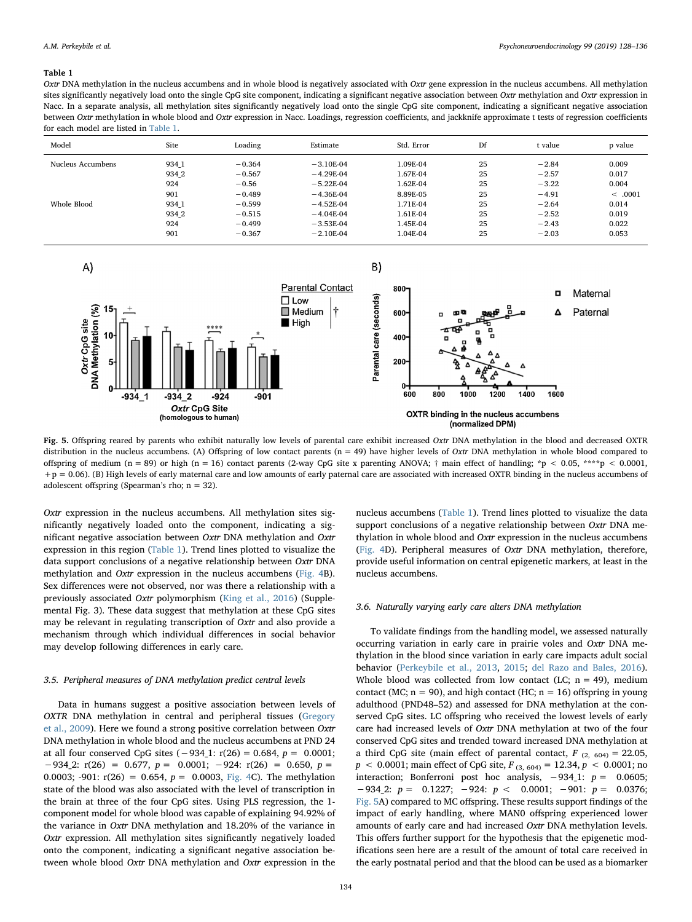**Table 1**

*Oxtr* DNA methylation in the nucleus accumbens and in whole blood is negatively associated with *Oxtr* gene expression in the nucleus accumbens. All methylation sites significantly negatively load onto the single CpG site component, indicating a significant negative association between *Oxtr* methylation and *Oxtr* expression in Nacc. In a separate analysis, all methylation sites significantly negatively load onto the single CpG site component, indicating a significant negative association between *Oxtr* methylation in whole blood and *Oxtr* expression in Nacc. Loadings, regression coefficients, and jackknife approximate t tests of regression coefficients for each model are listed in Table 1.

| Model | Site | Loading | Estimate | Std. Error | Df | t value | p value |
|---|---|---|---|---|---|---|---|
| Nucleus Accumbens | 934_1 | −0.364 | −3.10E-04 | 1.09E-04 | 25 | −2.84 | 0.009 |
| | 934_2 | −0.567 | −4.29E-04 | 1.67E-04 | 25 | −2.57 | 0.017 |
| | 924 | −0.56 | −5.22E-04 | 1.62E-04 | 25 | −3.22 | 0.004 |
| | 901 | −0.489 | −4.36E-04 | 8.89E-05 | 25 | −4.91 | < .0001 |
| Whole Blood | 934_1 | −0.599 | −4.52E-04 | 1.71E-04 | 25 | −2.64 | 0.014 |
| | 934_2 | −0.515 | −4.04E-04 | 1.61E-04 | 25 | −2.52 | 0.019 |
| | 924 | −0.499 | −3.53E-04 | 1.45E-04 | 25 | −2.43 | 0.022 |
| | 901 | −0.367 | −2.10E-04 | 1.04E-04 | 25 | −2.03 | 0.053 |

**Fig. 5.** Offspring reared by parents who exhibit naturally low levels of parental care exhibit increased *Oxtr* DNA methylation in the blood and decreased OXTR distribution in the nucleus accumbens. (A) Offspring of low contact parents (n = 49) have higher levels of *Oxtr* DNA methylation in whole blood compared to offspring of medium (n = 89) or high (n = 16) contact parents (2-way CpG site x parenting ANOVA; † main effect of handling; *$p < 0.05$, ****$p < 0.0001$, +p = 0.06). (B) High levels of early maternal care and low amounts of early paternal care are associated with increased OXTR binding in the nucleus accumbens of adolescent offspring (Spearman's rho; n = 32).

*Oxtr* expression in the nucleus accumbens. All methylation sites significantly negatively loaded onto the component, indicating a significant negative association between *Oxtr* DNA methylation and *Oxtr* expression in this region (Table 1). Trend lines plotted to visualize the data support conclusions of a negative relationship between *Oxtr* DNA methylation and *Oxtr* expression in the nucleus accumbens (Fig. 4B). Sex differences were not observed, nor was there a relationship with a previously associated *Oxtr* polymorphism (King et al., 2016) (Supplemental Fig. 3). These data suggest that methylation at these CpG sites may be relevant in regulating transcription of *Oxtr* and also provide a mechanism through which individual differences in social behavior may develop following differences in early care.

### 3.5. Peripheral measures of DNA methylation predict central levels

Data in humans suggest a positive association between levels of *OXTR* DNA methylation in central and peripheral tissues (Gregory et al., 2009). Here we found a strong positive correlation between *Oxtr* DNA methylation in whole blood and the nucleus accumbens at PND 24 at all four conserved CpG sites (−934_1: $r(26) = 0.684$, $p = 0.0001$; −934_2: $r(26) = 0.677$, $p = 0.0001$; −924: $r(26) = 0.650$, $p = 0.0003$; -901: $r(26) = 0.654$, $p = 0.0003$, Fig. 4C). The methylation state of the blood was also associated with the level of transcription in the brain at three of the four CpG sites. Using PLS regression, the 1-component model for whole blood was capable of explaining 94.92% of the variance in *Oxtr* DNA methylation and 18.20% of the variance in *Oxtr* expression. All methylation sites significantly negatively loaded onto the component, indicating a significant negative association between whole blood *Oxtr* DNA methylation and *Oxtr* expression in the nucleus accumbens (Table 1). Trend lines plotted to visualize the data support conclusions of a negative relationship between *Oxtr* DNA methylation in whole blood and *Oxtr* expression in the nucleus accumbens (Fig. 4D). Peripheral measures of *Oxtr* DNA methylation, therefore, provide useful information on central epigenetic markers, at least in the nucleus accumbens.

### 3.6. Naturally varying early care alters DNA methylation

To validate findings from the handling model, we assessed naturally occurring variation in early care in prairie voles and *Oxtr* DNA methylation in the blood since variation in early care impacts adult social behavior (Perkeybile et al., 2013, 2015; del Razo and Bales, 2016). Whole blood was collected from low contact (LC; n = 49), medium contact (MC; n = 90), and high contact (HC; n = 16) offspring in young adulthood (PND48–52) and assessed for DNA methylation at the conserved CpG sites. LC offspring who received the lowest levels of early care had increased levels of *Oxtr* DNA methylation at two of the four conserved CpG sites and trended toward increased DNA methylation at a third CpG site (main effect of parental contact, $F_{(2,\ 604)} = 22.05$, $p < 0.0001$; main effect of CpG site, $F_{(3,\ 604)} = 12.34$, $p < 0.0001$; no interaction; Bonferroni post hoc analysis, −934_1: $p = 0.0605$; −934_2: $p = 0.1227$; −924: $p < 0.0001$; −901: $p = 0.0376$; Fig. 5A) compared to MC offspring. These results support findings of the impact of early handling, where MAN0 offspring experienced lower amounts of early care and had increased *Oxtr* DNA methylation levels. This offers further support for the hypothesis that the epigenetic modifications seen here are a result of the amount of total care received in the early postnatal period and that the blood can be used as a biomarker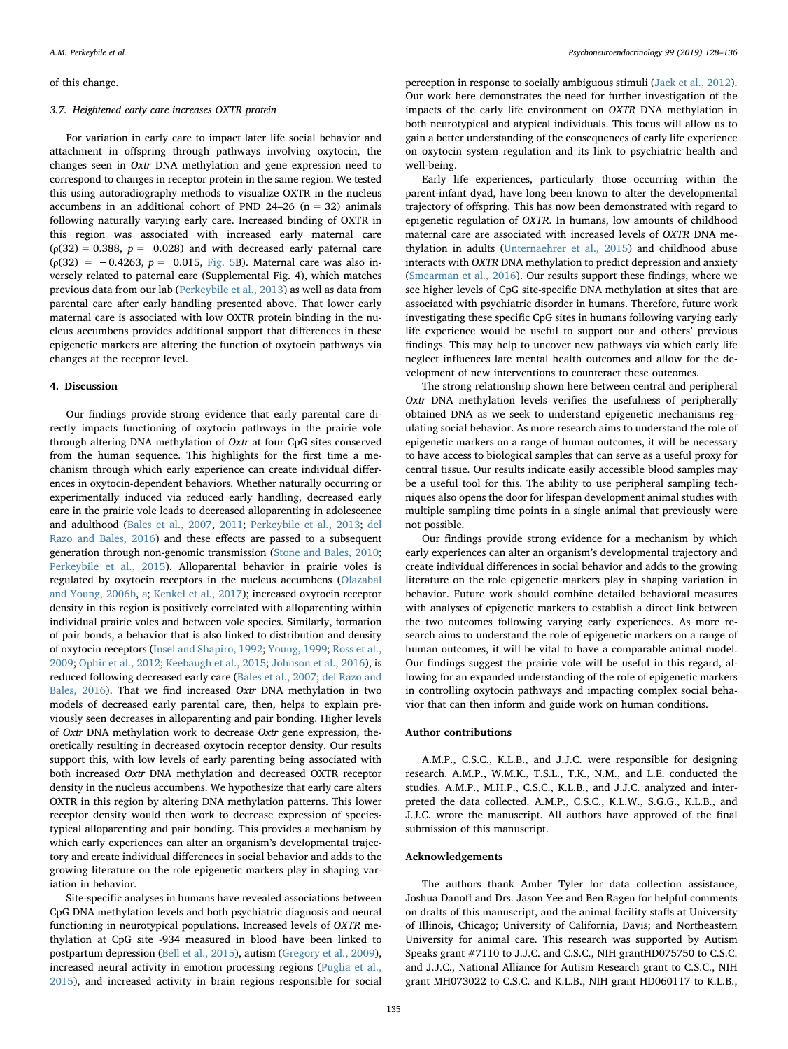of this change.

### 3.7. Heightened early care increases OXTR protein

For variation in early care to impact later life social behavior and attachment in offspring through pathways involving oxytocin, the changes seen in *Oxtr* DNA methylation and gene expression need to correspond to changes in receptor protein in the same region. We tested this using autoradiography methods to visualize OXTR in the nucleus accumbens in an additional cohort of PND 24–26 (n = 32) animals following naturally varying early care. Increased binding of OXTR in this region was associated with increased early maternal care ($\rho(32) = 0.388$, $p = 0.028$) and with decreased early paternal care ($\rho(32) = -0.4263$, $p = 0.015$, Fig. 5B). Maternal care was also inversely related to paternal care (Supplemental Fig. 4), which matches previous data from our lab (Perkeybile et al., 2013) as well as data from parental care after early handling presented above. That lower early maternal care is associated with low OXTR protein binding in the nucleus accumbens provides additional support that differences in these epigenetic markers are altering the function of oxytocin pathways via changes at the receptor level.

## 4. Discussion

Our findings provide strong evidence that early parental care directly impacts functioning of oxytocin pathways in the prairie vole through altering DNA methylation of *Oxtr* at four CpG sites conserved from the human sequence. This highlights for the first time a mechanism through which early experience can create individual differences in oxytocin-dependent behaviors. Whether naturally occurring or experimentally induced via reduced early handling, decreased early care in the prairie vole leads to decreased alloparenting in adolescence and adulthood (Bales et al., 2007, 2011; Perkeybile et al., 2013; del Razo and Bales, 2016) and these effects are passed to a subsequent generation through non-genomic transmission (Stone and Bales, 2010; Perkeybile et al., 2015). Alloparental behavior in prairie voles is regulated by oxytocin receptors in the nucleus accumbens (Olazabal and Young, 2006b, a; Kenkel et al., 2017); increased oxytocin receptor density in this region is positively correlated with alloparenting within individual prairie voles and between vole species. Similarly, formation of pair bonds, a behavior that is also linked to distribution and density of oxytocin receptors (Insel and Shapiro, 1992; Young, 1999; Ross et al., 2009; Ophir et al., 2012; Keebaugh et al., 2015; Johnson et al., 2016), is reduced following decreased early care (Bales et al., 2007; del Razo and Bales, 2016). That we find increased *Oxtr* DNA methylation in two models of decreased early parental care, then, helps to explain previously seen decreases in alloparenting and pair bonding. Higher levels of *Oxtr* DNA methylation work to decrease *Oxtr* gene expression, theoretically resulting in decreased oxytocin receptor density. Our results support this, with low levels of early parenting being associated with both increased *Oxtr* DNA methylation and decreased OXTR receptor density in the nucleus accumbens. We hypothesize that early care alters OXTR in this region by altering DNA methylation patterns. This lower receptor density would then work to decrease expression of species-typical alloparenting and pair bonding. This provides a mechanism by which early experiences can alter an organism's developmental trajectory and create individual differences in social behavior and adds to the growing literature on the role epigenetic markers play in shaping variation in behavior.

Site-specific analyses in humans have revealed associations between CpG DNA methylation levels and both psychiatric diagnosis and neural functioning in neurotypical populations. Increased levels of *OXTR* methylation at CpG site -934 measured in blood have been linked to postpartum depression (Bell et al., 2015), autism (Gregory et al., 2009), increased neural activity in emotion processing regions (Puglia et al., 2015), and increased activity in brain regions responsible for social perception in response to socially ambiguous stimuli (Jack et al., 2012). Our work here demonstrates the need for further investigation of the impacts of the early life environment on *OXTR* DNA methylation in both neurotypical and atypical individuals. This focus will allow us to gain a better understanding of the consequences of early life experience on oxytocin system regulation and its link to psychiatric health and well-being.

Early life experiences, particularly those occurring within the parent-infant dyad, have long been known to alter the developmental trajectory of offspring. This has now been demonstrated with regard to epigenetic regulation of *OXTR*. In humans, low amounts of childhood maternal care are associated with increased levels of *OXTR* DNA methylation in adults (Unternaehrer et al., 2015) and childhood abuse interacts with *OXTR* DNA methylation to predict depression and anxiety (Smearman et al., 2016). Our results support these findings, where we see higher levels of CpG site-specific DNA methylation at sites that are associated with psychiatric disorder in humans. Therefore, future work investigating these specific CpG sites in humans following varying early life experience would be useful to support our and others' previous findings. This may help to uncover new pathways via which early life neglect influences late mental health outcomes and allow for the development of new interventions to counteract these outcomes.

The strong relationship shown here between central and peripheral *Oxtr* DNA methylation levels verifies the usefulness of peripherally obtained DNA as we seek to understand epigenetic mechanisms regulating social behavior. As more research aims to understand the role of epigenetic markers on a range of human outcomes, it will be necessary to have access to biological samples that can serve as a useful proxy for central tissue. Our results indicate easily accessible blood samples may be a useful tool for this. The ability to use peripheral sampling techniques also opens the door for lifespan development animal studies with multiple sampling time points in a single animal that previously were not possible.

Our findings provide strong evidence for a mechanism by which early experiences can alter an organism's developmental trajectory and create individual differences in social behavior and adds to the growing literature on the role epigenetic markers play in shaping variation in behavior. Future work should combine detailed behavioral measures with analyses of epigenetic markers to establish a direct link between the two outcomes following varying early experiences. As more research aims to understand the role of epigenetic markers on a range of human outcomes, it will be vital to have a comparable animal model. Our findings suggest the prairie vole will be useful in this regard, allowing for an expanded understanding of the role of epigenetic markers in controlling oxytocin pathways and impacting complex social behavior that can then inform and guide work on human conditions.

## Author contributions

A.M.P., C.S.C., K.L.B., and J.J.C. were responsible for designing research. A.M.P., W.M.K., T.S.L., T.K., N.M., and L.E. conducted the studies. A.M.P., M.H.P., C.S.C., K.L.B., and J.J.C. analyzed and interpreted the data collected. A.M.P., C.S.C., K.L.W., S.G.G., K.L.B., and J.J.C. wrote the manuscript. All authors have approved of the final submission of this manuscript.

## Acknowledgements

The authors thank Amber Tyler for data collection assistance, Joshua Danoff and Drs. Jason Yee and Ben Ragen for helpful comments on drafts of this manuscript, and the animal facility staffs at University of Illinois, Chicago; University of California, Davis; and Northeastern University for animal care. This research was supported by Autism Speaks grant #7110 to J.J.C. and C.S.C., NIH grantHD075750 to C.S.C. and J.J.C., National Alliance for Autism Research grant to C.S.C., NIH grant MH073022 to C.S.C. and K.L.B., NIH grant HD060117 to K.L.B.,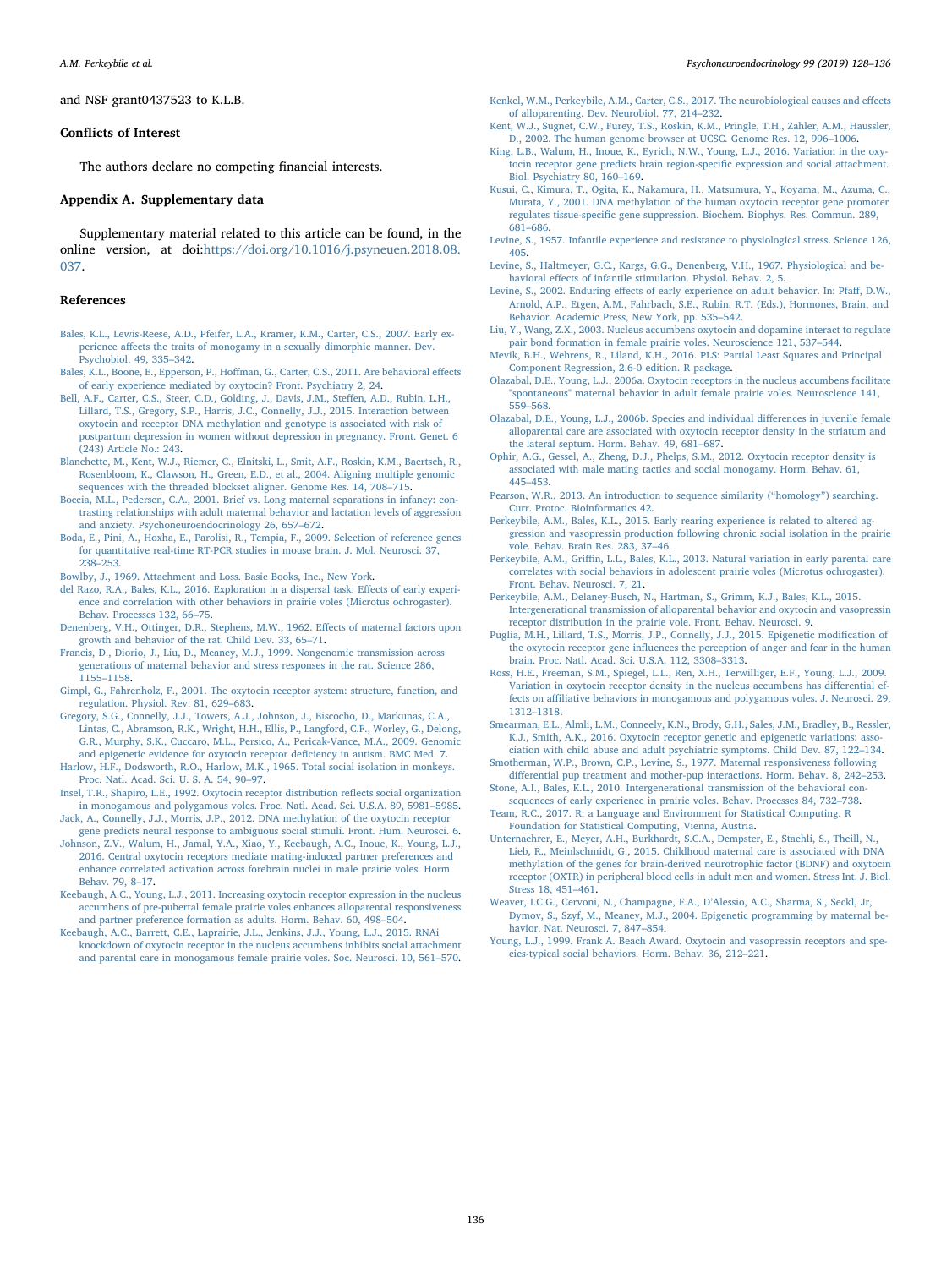and NSF grant0437523 to K.L.B.

## Conflicts of Interest

The authors declare no competing financial interests.

## Appendix A. Supplementary data

Supplementary material related to this article can be found, in the online version, at doi:https://doi.org/10.1016/j.psyneuen.2018.08.037.

## References

Bales, K.L., Lewis-Reese, A.D., Pfeifer, L.A., Kramer, K.M., Carter, C.S., 2007. Early experience affects the traits of monogamy in a sexually dimorphic manner. Dev. Psychobiol. 49, 335–342.

Bales, K.L., Boone, E., Epperson, P., Hoffman, G., Carter, C.S., 2011. Are behavioral effects of early experience mediated by oxytocin? Front. Psychiatry 2, 24.

Bell, A.F., Carter, C.S., Steer, C.D., Golding, J., Davis, J.M., Steffen, A.D., Rubin, L.H., Lillard, T.S., Gregory, S.P., Harris, J.C., Connelly, J.J., 2015. Interaction between oxytocin and receptor DNA methylation and genotype is associated with risk of postpartum depression in women without depression in pregnancy. Front. Genet. 6 (243) Article No.: 243.

Blanchette, M., Kent, W.J., Riemer, C., Elnitski, L., Smit, A.F., Roskin, K.M., Baertsch, R., Rosenbloom, K., Clawson, H., Green, E.D., et al., 2004. Aligning multiple genomic sequences with the threaded blockset aligner. Genome Res. 14, 708–715.

Boccia, M.L., Pedersen, C.A., 2001. Brief vs. Long maternal separations in infancy: contrasting relationships with adult maternal behavior and lactation levels of aggression and anxiety. Psychoneuroendocrinology 26, 657–672.

Boda, E., Pini, A., Hoxha, E., Parolisi, R., Tempia, F., 2009. Selection of reference genes for quantitative real-time RT-PCR studies in mouse brain. J. Mol. Neurosci. 37, 238–253.

Bowlby, J., 1969. Attachment and Loss. Basic Books, Inc., New York.

del Razo, R.A., Bales, K.L., 2016. Exploration in a dispersal task: Effects of early experience and correlation with other behaviors in prairie voles (Microtus ochrogaster). Behav. Processes 132, 66–75.

Denenberg, V.H., Ottinger, D.R., Stephens, M.W., 1962. Effects of maternal factors upon growth and behavior of the rat. Child Dev. 33, 65–71.

Francis, D., Diorio, J., Liu, D., Meaney, M.J., 1999. Nongenomic transmission across generations of maternal behavior and stress responses in the rat. Science 286, 1155–1158.

Gimpl, G., Fahrenholz, F., 2001. The oxytocin receptor system: structure, function, and regulation. Physiol. Rev. 81, 629–683.

Gregory, S.G., Connelly, J.J., Towers, A.J., Johnson, J., Biscocho, D., Markunas, C.A., Lintas, C., Abramson, R.K., Wright, H.H., Ellis, P., Langford, C.F., Worley, G., Delong, G.R., Murphy, S.K., Cuccaro, M.L., Persico, A., Pericak-Vance, M.A., 2009. Genomic and epigenetic evidence for oxytocin receptor deficiency in autism. BMC Med. 7.

Harlow, H.F., Dodsworth, R.O., Harlow, M.K., 1965. Total social isolation in monkeys. Proc. Natl. Acad. Sci. U. S. A. 54, 90–97.

Insel, T.R., Shapiro, L.E., 1992. Oxytocin receptor distribution reflects social organization in monogamous and polygamous voles. Proc. Natl. Acad. Sci. U.S.A. 89, 5981–5985.

Jack, A., Connelly, J.J., Morris, J.P., 2012. DNA methylation of the oxytocin receptor gene predicts neural response to ambiguous social stimuli. Front. Hum. Neurosci. 6.

Johnson, Z.V., Walum, H., Jamal, Y.A., Xiao, Y., Keebaugh, A.C., Inoue, K., Young, L.J., 2016. Central oxytocin receptors mediate mating-induced partner preferences and enhance correlated activation across forebrain nuclei in male prairie voles. Horm. Behav. 79, 8–17.

Keebaugh, A.C., Young, L.J., 2011. Increasing oxytocin receptor expression in the nucleus accumbens of pre-pubertal female prairie voles enhances alloparental responsiveness and partner preference formation as adults. Horm. Behav. 60, 498–504.

Keebaugh, A.C., Barrett, C.E., Laprairie, J.L., Jenkins, J.J., Young, L.J., 2015. RNAi knockdown of oxytocin receptor in the nucleus accumbens inhibits social attachment and parental care in monogamous female prairie voles. Soc. Neurosci. 10, 561–570.

Kenkel, W.M., Perkeybile, A.M., Carter, C.S., 2017. The neurobiological causes and effects of alloparenting. Dev. Neurobiol. 77, 214–232.

Kent, W.J., Sugnet, C.W., Furey, T.S., Roskin, K.M., Pringle, T.H., Zahler, A.M., Haussler, D., 2002. The human genome browser at UCSC. Genome Res. 12, 996–1006.

King, L.B., Walum, H., Inoue, K., Eyrich, N.W., Young, L.J., 2016. Variation in the oxytocin receptor gene predicts brain region-specific expression and social attachment. Biol. Psychiatry 80, 160–169.

Kusui, C., Kimura, T., Ogita, K., Nakamura, H., Matsumura, Y., Koyama, M., Azuma, C., Murata, Y., 2001. DNA methylation of the human oxytocin receptor gene promoter regulates tissue-specific gene suppression. Biochem. Biophys. Res. Commun. 289, 681–686.

Levine, S., 1957. Infantile experience and resistance to physiological stress. Science 126, 405.

Levine, S., Haltmeyer, G.C., Kargs, G.G., Denenberg, V.H., 1967. Physiological and behavioral effects of infantile stimulation. Physiol. Behav. 2, 5.

Levine, S., 2002. Enduring effects of early experience on adult behavior. In: Pfaff, D.W., Arnold, A.P., Etgen, A.M., Fahrbach, S.E., Rubin, R.T. (Eds.), Hormones, Brain, and Behavior. Academic Press, New York, pp. 535–542.

Liu, Y., Wang, Z.X., 2003. Nucleus accumbens oxytocin and dopamine interact to regulate pair bond formation in female prairie voles. Neuroscience 121, 537–544.

Mevik, B.H., Wehrens, R., Liland, K.H., 2016. PLS: Partial Least Squares and Principal Component Regression, 2.6-0 edition. R package.

Olazabal, D.E., Young, L.J., 2006a. Oxytocin receptors in the nucleus accumbens facilitate "spontaneous" maternal behavior in adult female prairie voles. Neuroscience 141, 559–568.

Olazabal, D.E., Young, L.J., 2006b. Species and individual differences in juvenile female alloparental care are associated with oxytocin receptor density in the striatum and the lateral septum. Horm. Behav. 49, 681–687.

Ophir, A.G., Gessel, A., Zheng, D.J., Phelps, S.M., 2012. Oxytocin receptor density is associated with male mating tactics and social monogamy. Horm. Behav. 61, 445–453.

Pearson, W.R., 2013. An introduction to sequence similarity ("homology") searching. Curr. Protoc. Bioinformatics 42.

Perkeybile, A.M., Bales, K.L., 2015. Early rearing experience is related to altered aggression and vasopressin production following chronic social isolation in the prairie vole. Behav. Brain Res. 283, 37–46.

Perkeybile, A.M., Griffin, L.L., Bales, K.L., 2013. Natural variation in early parental care correlates with social behaviors in adolescent prairie voles (Microtus ochrogaster). Front. Behav. Neurosci. 7, 21.

Perkeybile, A.M., Delaney-Busch, N., Hartman, S., Grimm, K.J., Bales, K.L., 2015. Intergenerational transmission of alloparental behavior and oxytocin and vasopressin receptor distribution in the prairie vole. Front. Behav. Neurosci. 9.

Puglia, M.H., Lillard, T.S., Morris, J.P., Connelly, J.J., 2015. Epigenetic modification of the oxytocin receptor gene influences the perception of anger and fear in the human brain. Proc. Natl. Acad. Sci. U.S.A. 112, 3308–3313.

Ross, H.E., Freeman, S.M., Spiegel, L.L., Ren, X.H., Terwilliger, E.F., Young, L.J., 2009. Variation in oxytocin receptor density in the nucleus accumbens has differential effects on affiliative behaviors in monogamous and polygamous voles. J. Neurosci. 29, 1312–1318.

Smearman, E.L., Almli, L.M., Conneely, K.N., Brody, G.H., Sales, J.M., Bradley, B., Ressler, K.J., Smith, A.K., 2016. Oxytocin receptor genetic and epigenetic variations: association with child abuse and adult psychiatric symptoms. Child Dev. 87, 122–134.

Smotherman, W.P., Brown, C.P., Levine, S., 1977. Maternal responsiveness following differential pup treatment and mother-pup interactions. Horm. Behav. 8, 242–253.

Stone, A.I., Bales, K.L., 2010. Intergenerational transmission of the behavioral consequences of early experience in prairie voles. Behav. Processes 84, 732–738.

Team, R.C., 2017. R: a Language and Environment for Statistical Computing. R Foundation for Statistical Computing, Vienna, Austria.

Unternaehrer, E., Meyer, A.H., Burkhardt, S.C.A., Dempster, E., Staehli, S., Theill, N., Lieb, R., Meinlschmidt, G., 2015. Childhood maternal care is associated with DNA methylation of the genes for brain-derived neurotrophic factor (BDNF) and oxytocin receptor (OXTR) in peripheral blood cells in adult men and women. Stress Int. J. Biol. Stress 18, 451–461.

Weaver, I.C.G., Cervoni, N., Champagne, F.A., D'Alessio, A.C., Sharma, S., Seckl, Jr, Dymov, S., Szyf, M., Meaney, M.J., 2004. Epigenetic programming by maternal behavior. Nat. Neurosci. 7, 847–854.

Young, L.J., 1999. Frank A. Beach Award. Oxytocin and vasopressin receptors and species-typical social behaviors. Horm. Behav. 36, 212–221.